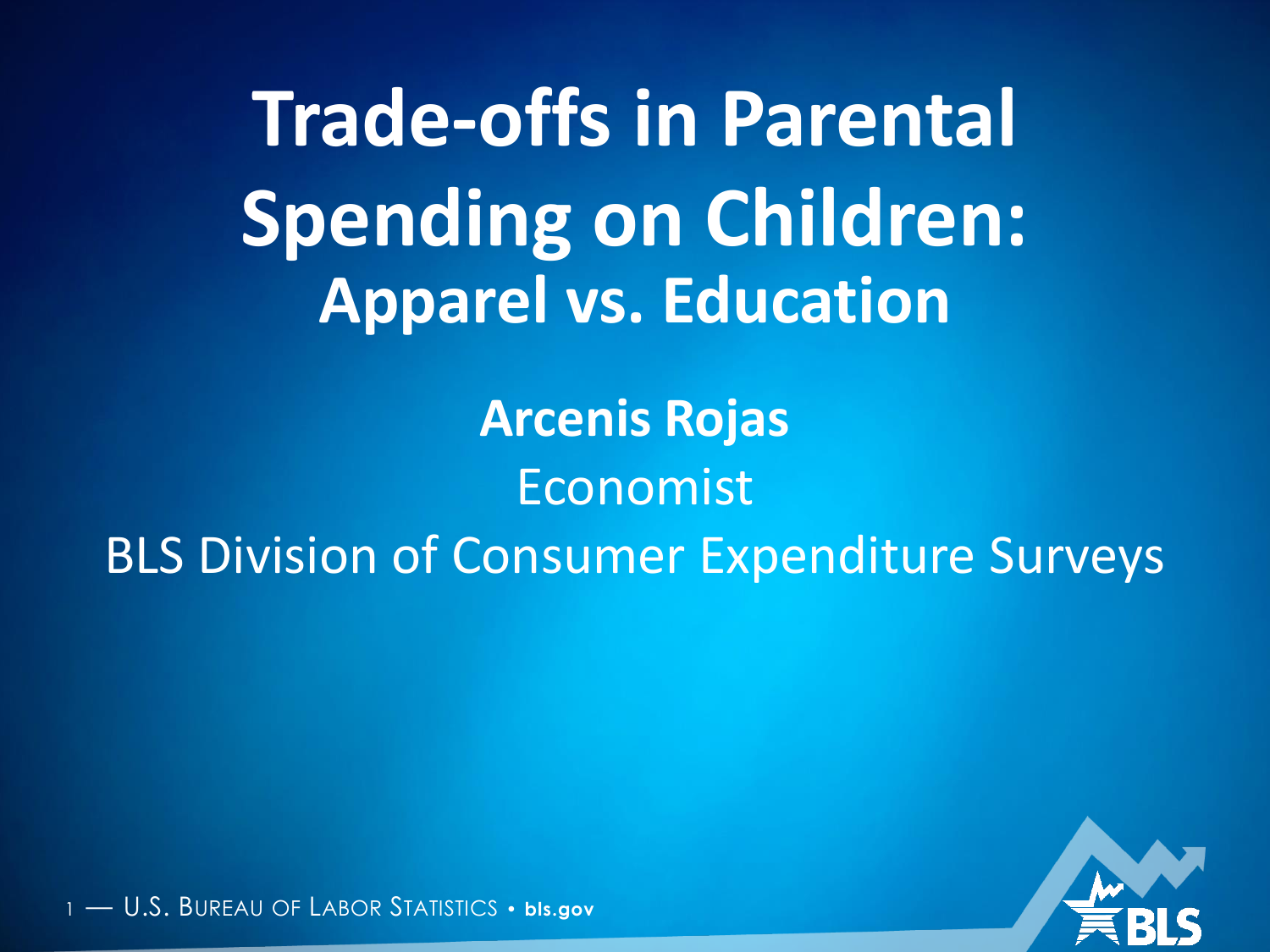# Trade-offs in Parental Spending on Children:

## Apparel vs. Education

**Arcenis Rojas**

Economist

BLS Division of Consumer Expenditure Surveys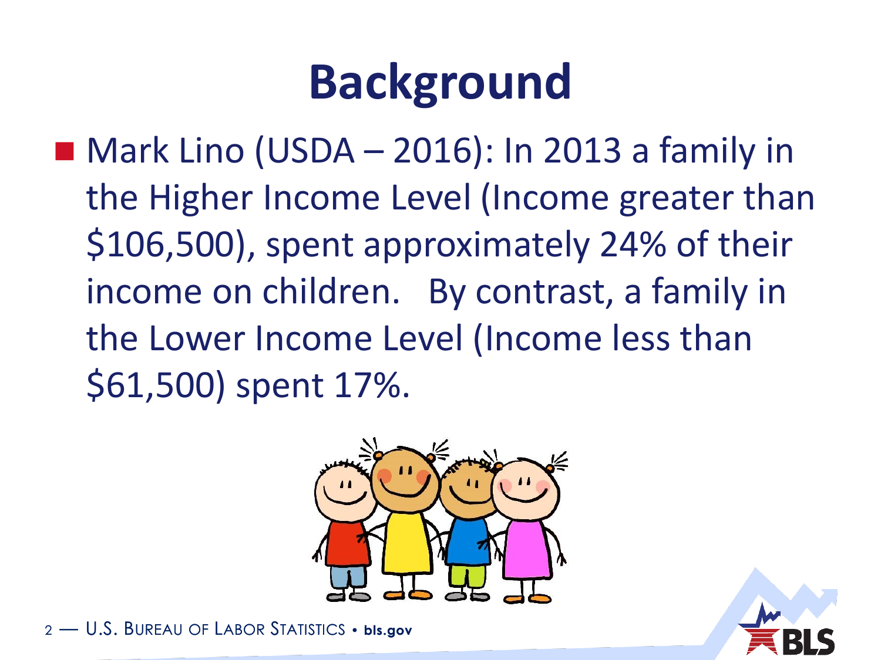# Background

- Mark Lino (USDA – 2016): In 2013 a family in the Higher Income Level (Income greater than $106,500), spent approximately 24% of their income on children. By contrast, a family in the Lower Income Level (Income less than $61,500) spent 17%.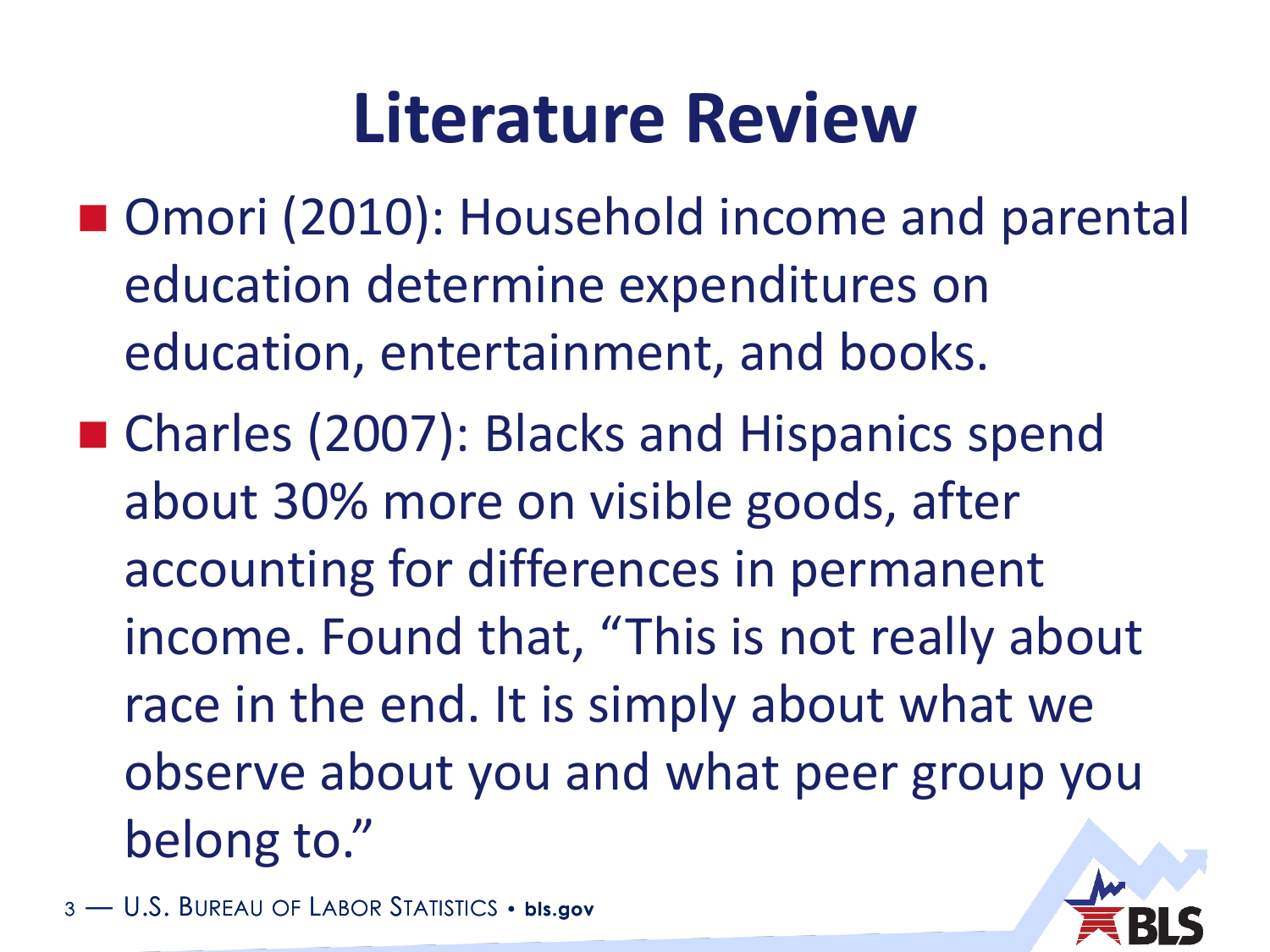# Literature Review

- Omori (2010): Household income and parental education determine expenditures on education, entertainment, and books.
- Charles (2007): Blacks and Hispanics spend about 30% more on visible goods, after accounting for differences in permanent income. Found that, “This is not really about race in the end. It is simply about what we observe about you and what peer group you belong to.”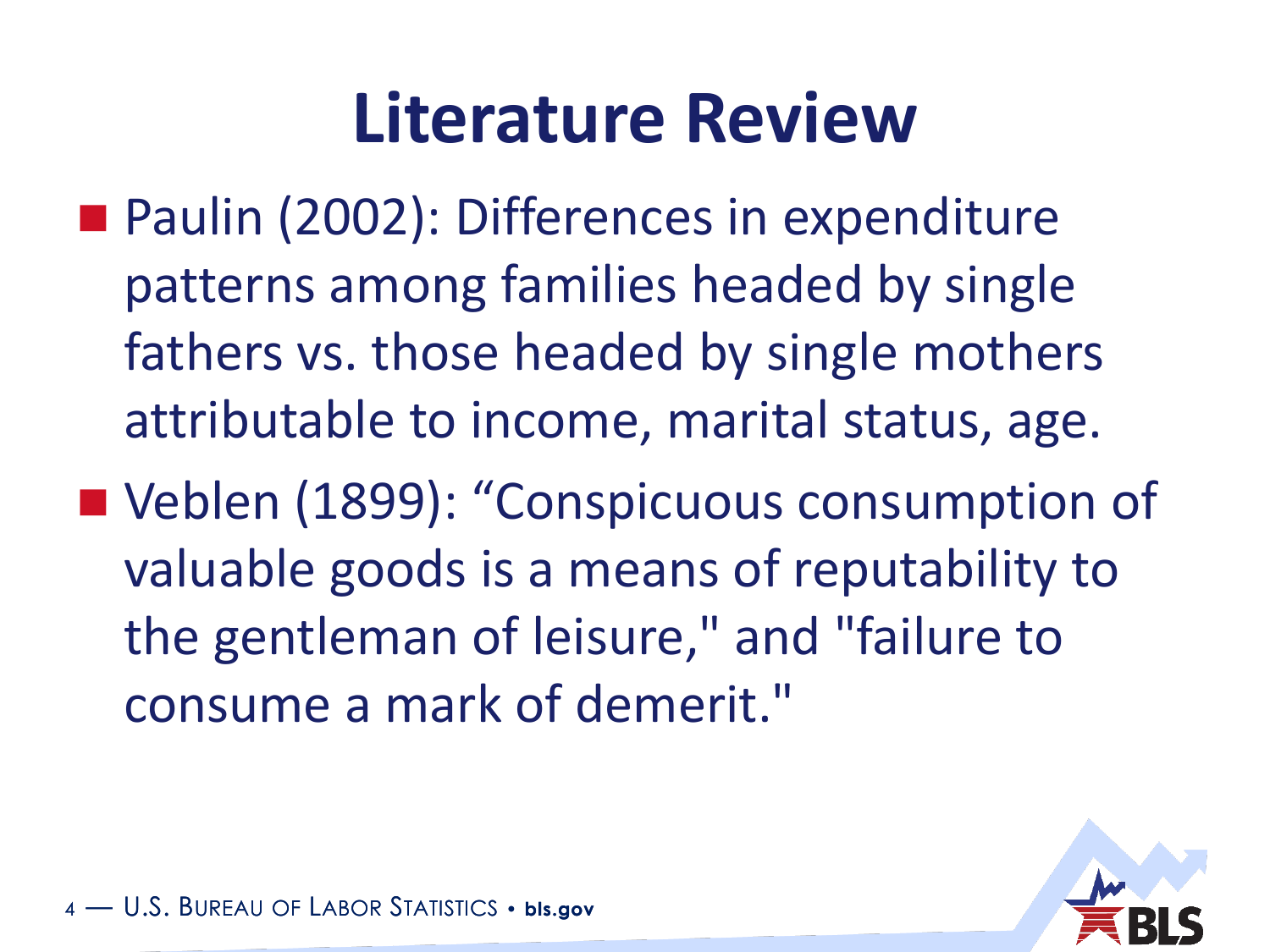# Literature Review

- Paulin (2002): Differences in expenditure patterns among families headed by single fathers vs. those headed by single mothers attributable to income, marital status, age.
- Veblen (1899): “Conspicuous consumption of valuable goods is a means of reputability to the gentleman of leisure," and "failure to consume a mark of demerit."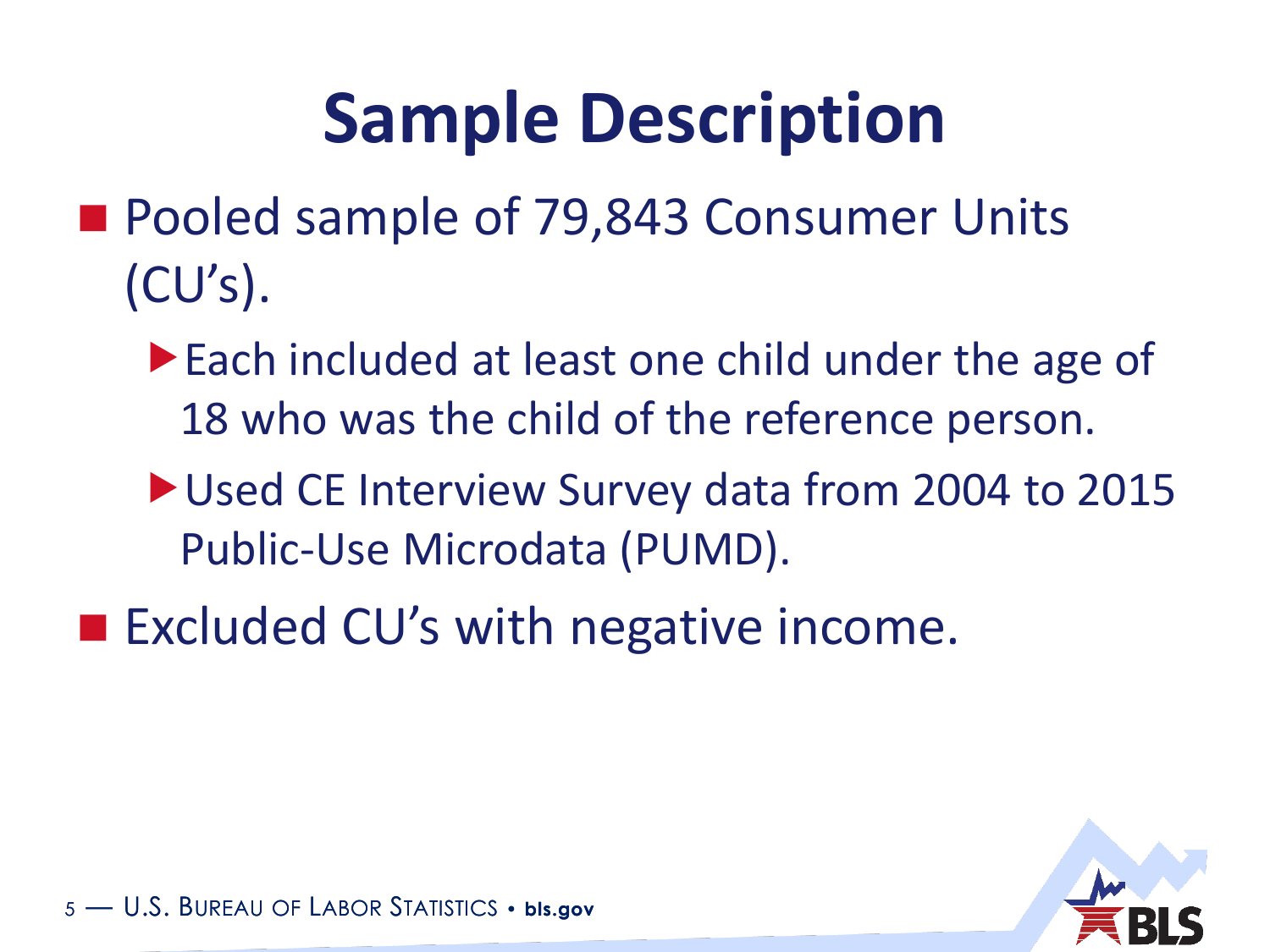# Sample Description

- Pooled sample of 79,843 Consumer Units (CU's).
  - Each included at least one child under the age of 18 who was the child of the reference person.
  - Used CE Interview Survey data from 2004 to 2015 Public-Use Microdata (PUMD).
- Excluded CU's with negative income.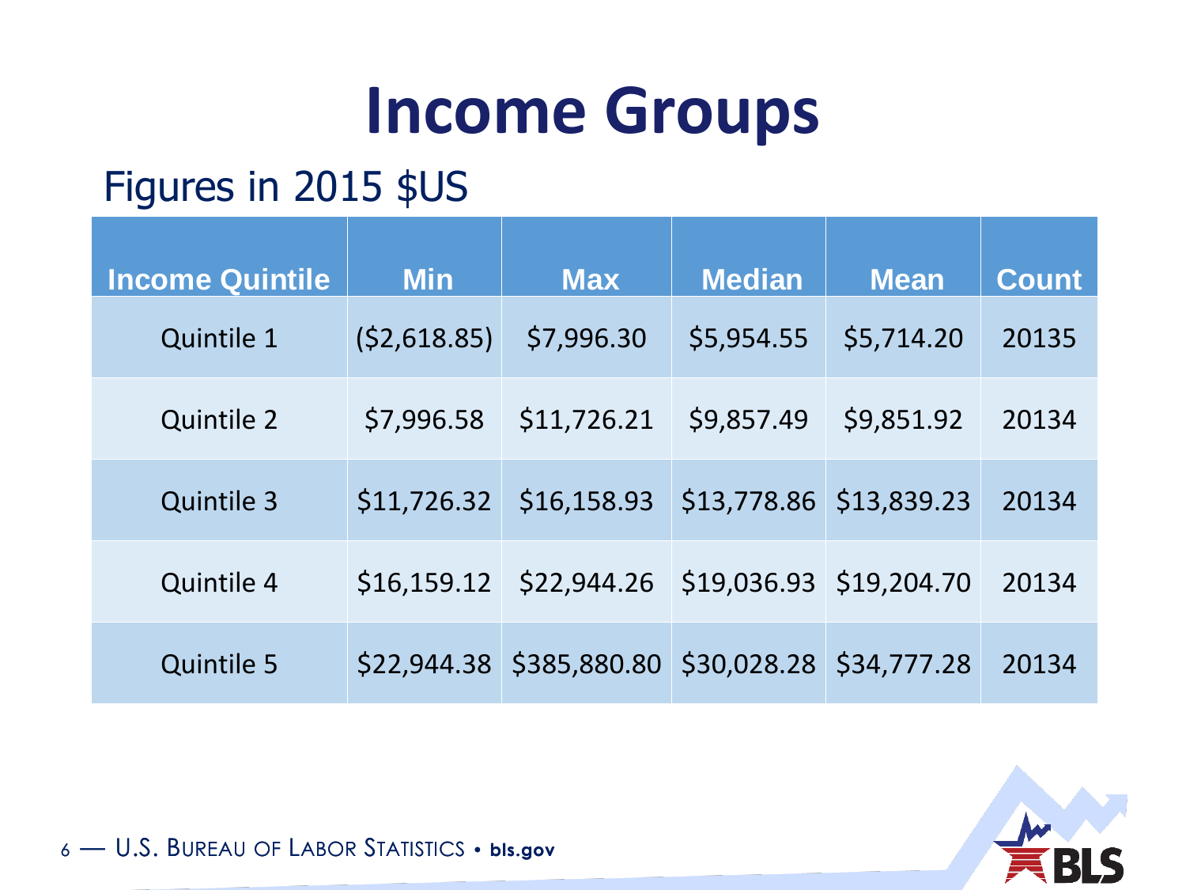# Income Groups

## Figures in 2015 $US

| Income Quintile | Min | Max | Median | Mean | Count |
|---|---|---|---|---|---|
| Quintile 1 | ($2,618.85) | $7,996.30 | $5,954.55 | $5,714.20 | 20135 |
| Quintile 2 | $7,996.58 | $11,726.21 | $9,857.49 | $9,851.92 | 20134 |
| Quintile 3 | $11,726.32 | $16,158.93 | $13,778.86 | $13,839.23 | 20134 |
| Quintile 4 | $16,159.12 | $22,944.26 | $19,036.93 | $19,204.70 | 20134 |
| Quintile 5 | $22,944.38 | $385,880.80 | $30,028.28 | $34,777.28 | 20134 |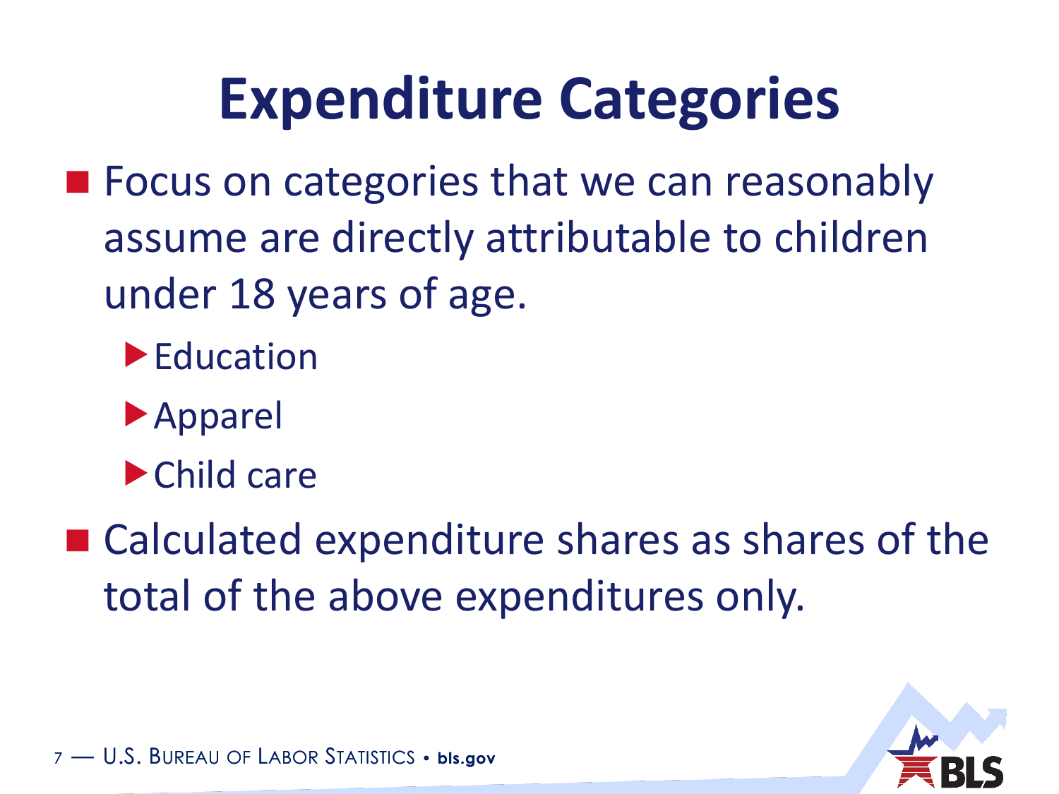# Expenditure Categories

- Focus on categories that we can reasonably assume are directly attributable to children under 18 years of age.
  - Education
  - Apparel
  - Child care
- Calculated expenditure shares as shares of the total of the above expenditures only.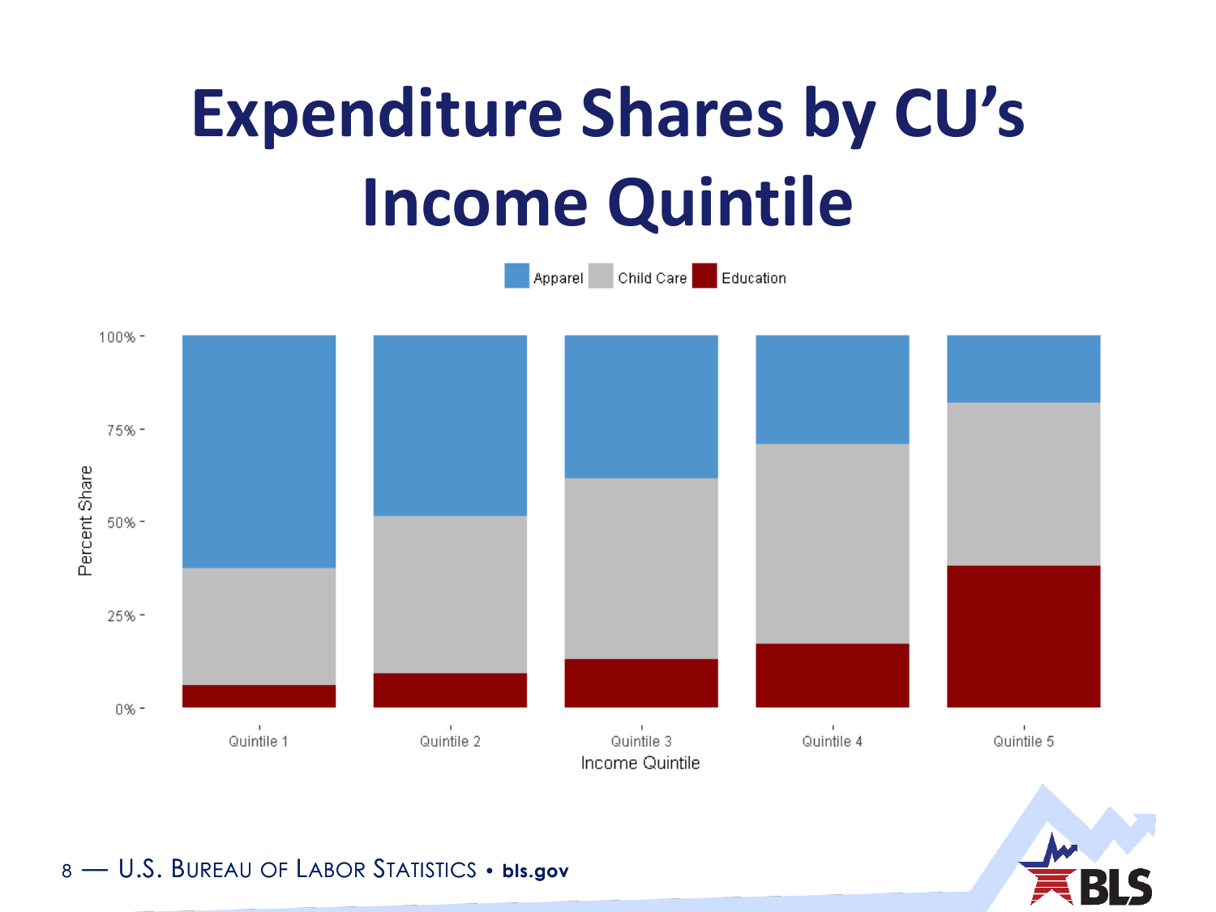# Expenditure Shares by CU's Income Quintile

Apparel | Child Care | Education

100%
75%
50%
25%
0%

Percent Share

Quintile 1 | Quintile 2 | Quintile 3 | Quintile 4 | Quintile 5

Income Quintile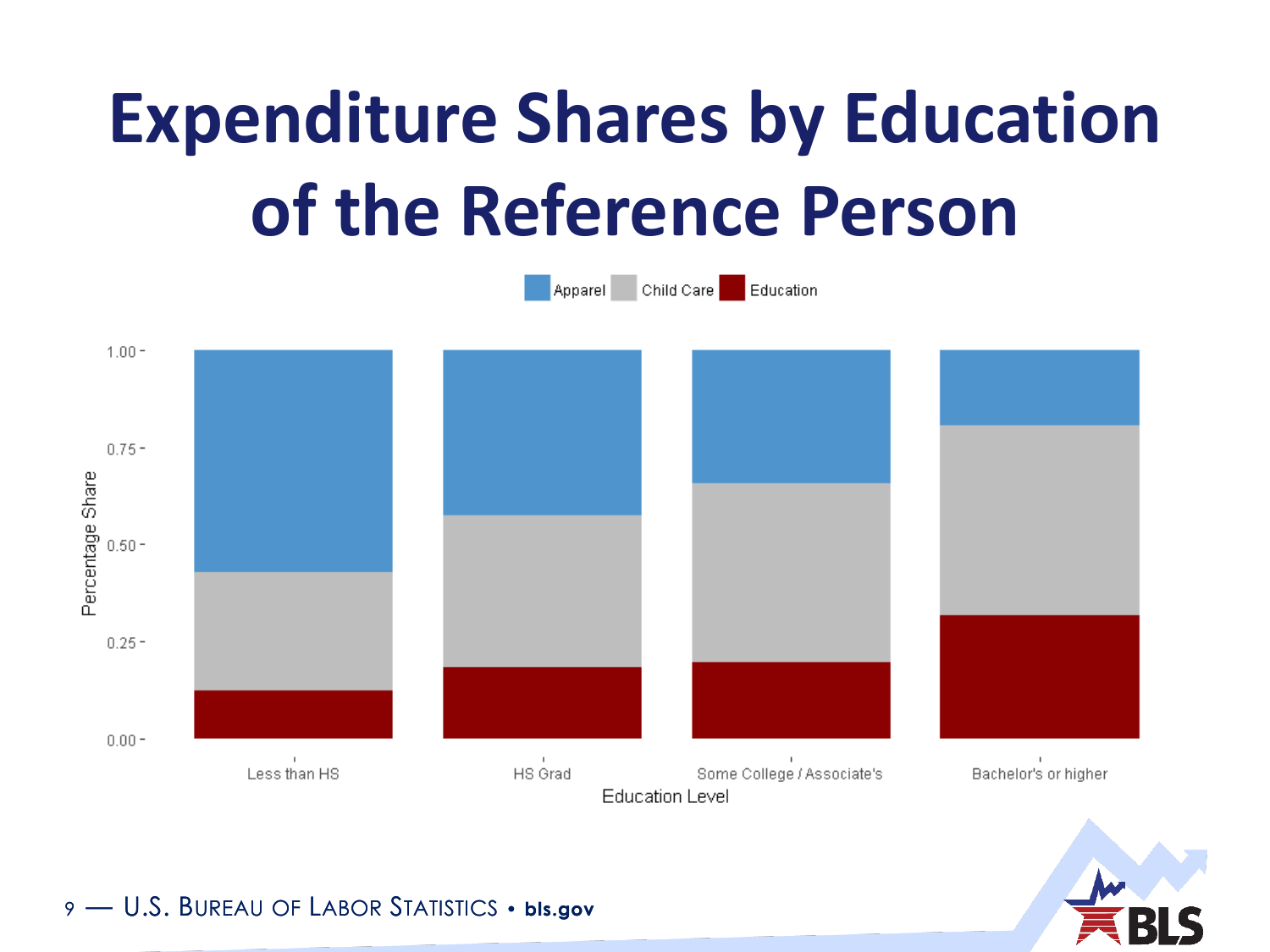# Expenditure Shares by Education of the Reference Person

Apparel | Child Care | Education

Percentage Share

1.00
0.75
0.50
0.25
0.00

Less than HS | HS Grad | Some College / Associate's | Bachelor's or higher

Education Level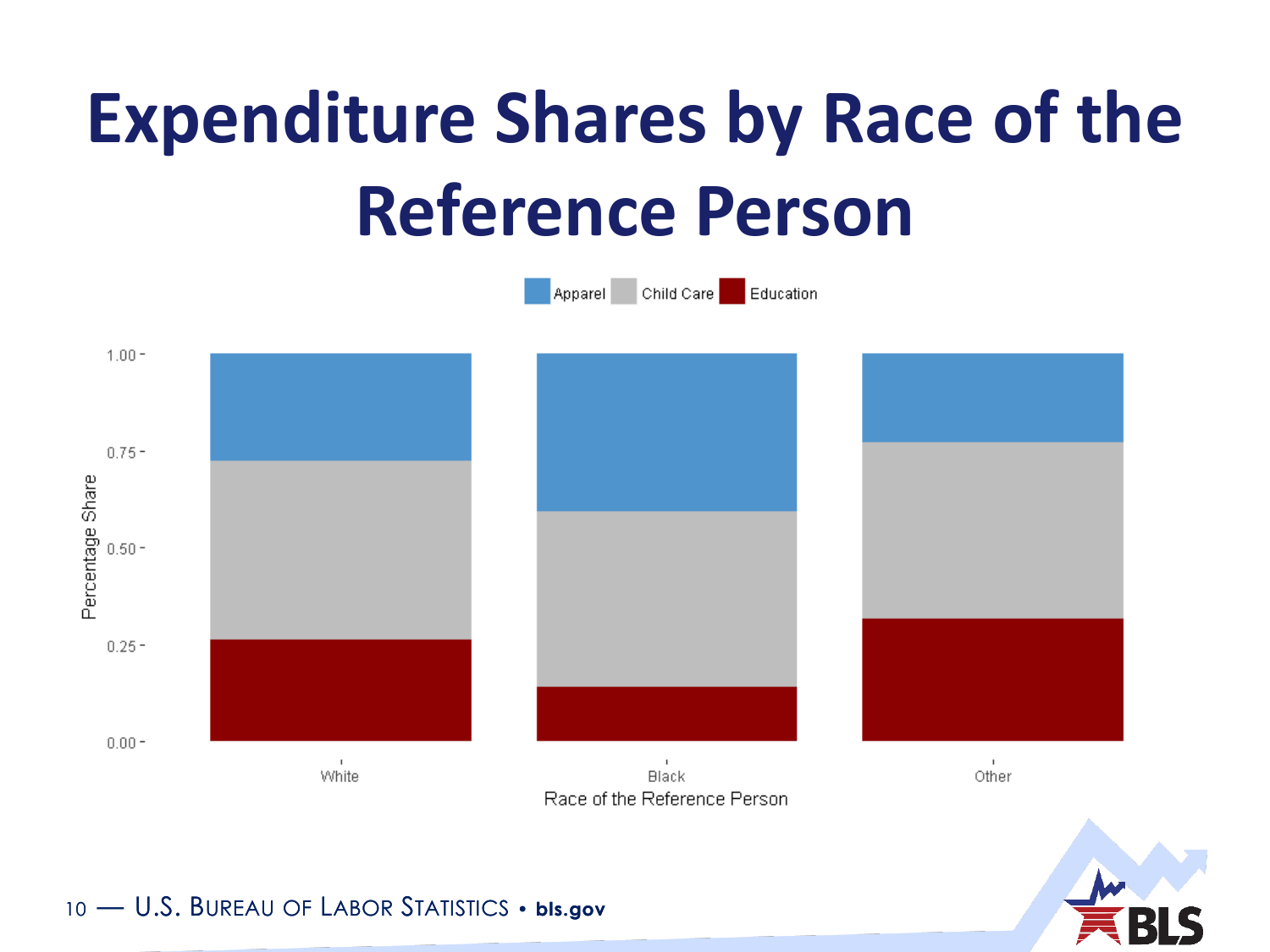# Expenditure Shares by Race of the Reference Person

Apparel | Child Care | Education

Percentage Share

1.00
0.75
0.50
0.25
0.00

White | Black | Other

Race of the Reference Person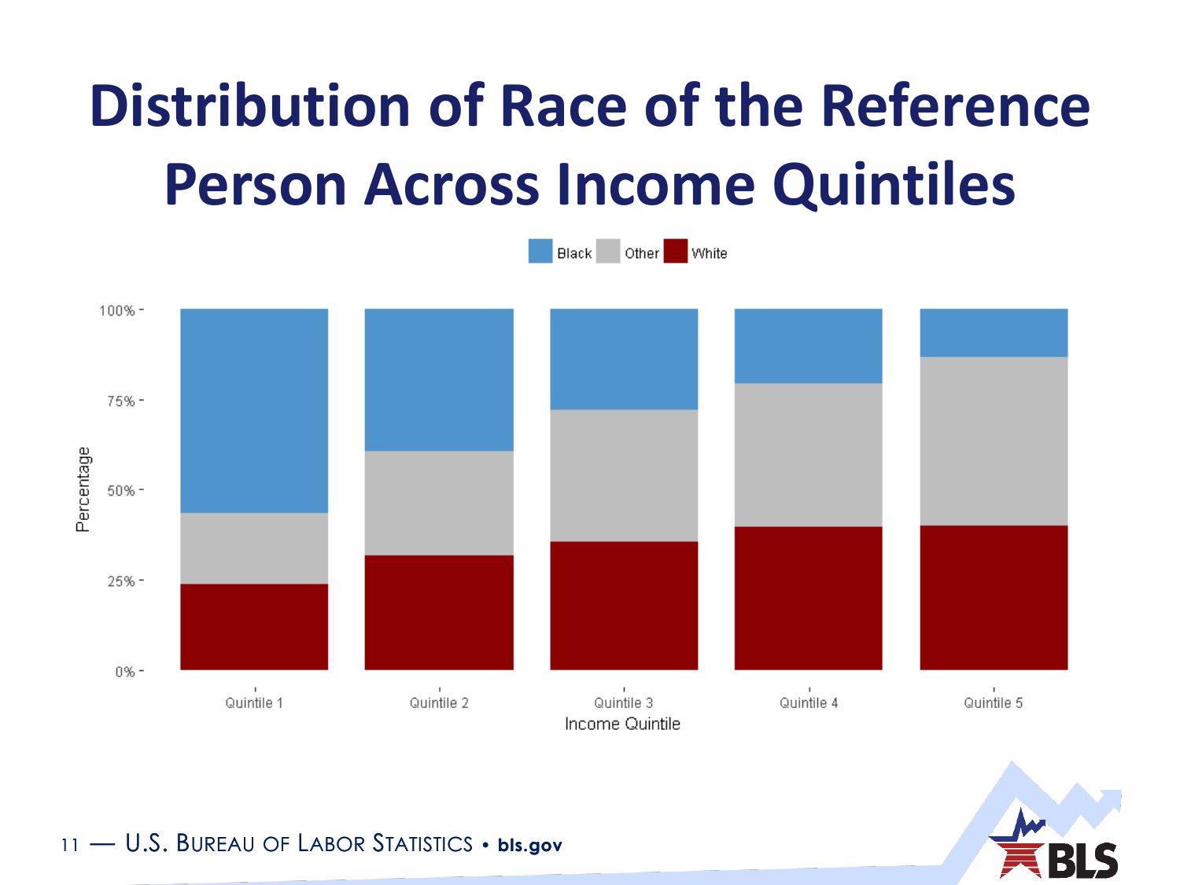# Distribution of Race of the Reference Person Across Income Quintiles

Black Other White

100%
75%
50%
25%
0%

Percentage

Quintile 1 Quintile 2 Quintile 3 Quintile 4 Quintile 5

Income Quintile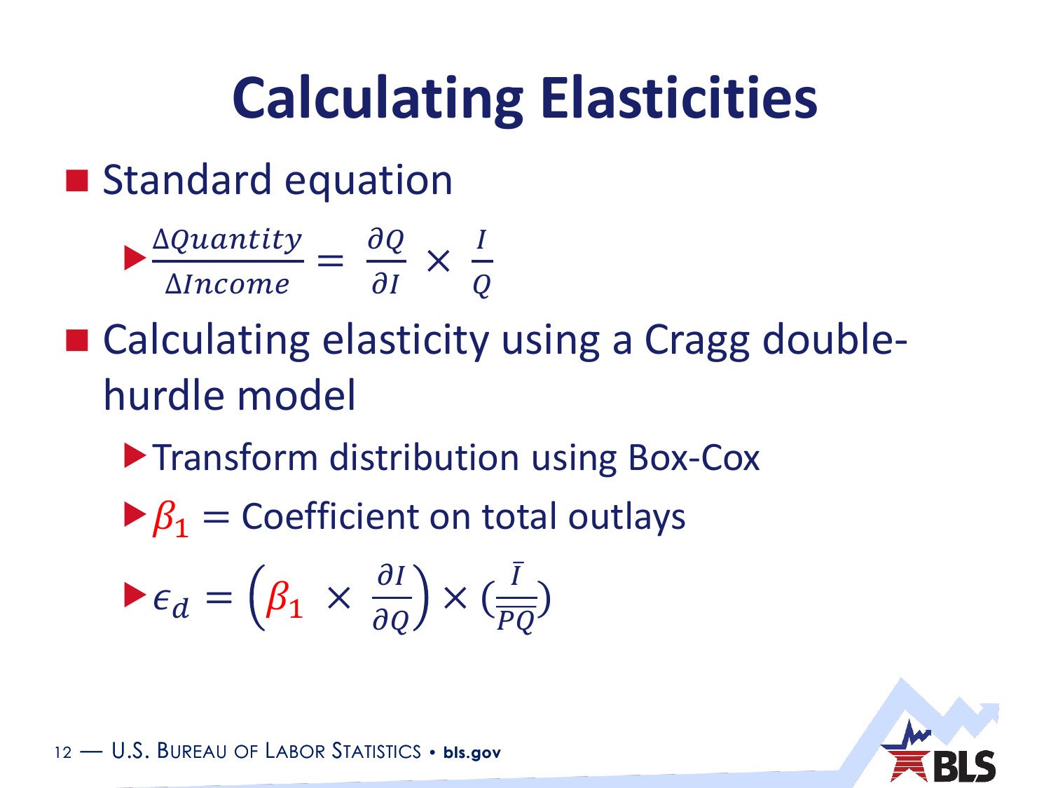# Calculating Elasticities

- Standard equation
  - $\frac{\Delta Quantity}{\Delta Income} = \frac{\partial Q}{\partial I} \times \frac{I}{Q}$
- Calculating elasticity using a Cragg double-hurdle model
  - Transform distribution using Box-Cox
  - $\beta_1$ = Coefficient on total outlays
  - $\epsilon_d = \left(\beta_1 \times \frac{\partial I}{\partial Q}\right) \times \left(\frac{\bar{I}}{\overline{PQ}}\right)$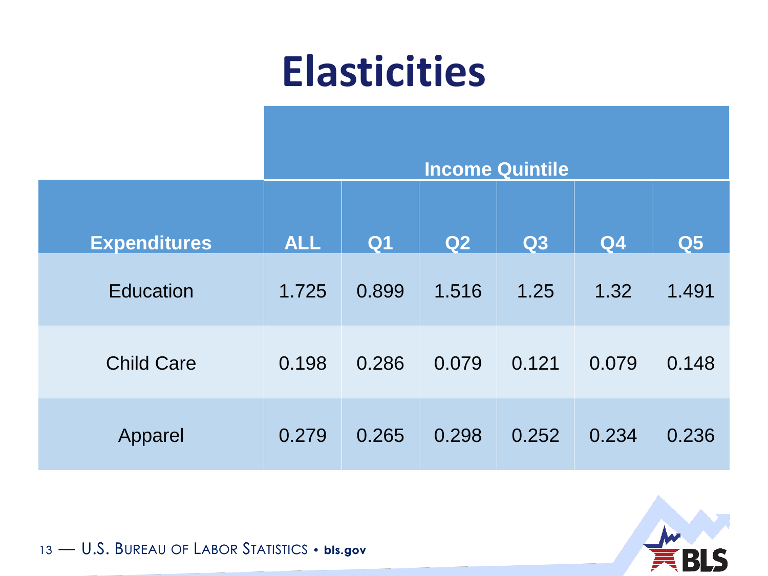# Elasticities

| | Income Quintile | | | | | |
|---|---|---|---|---|---|---|
| **Expenditures** | **ALL** | **Q1** | **Q2** | **Q3** | **Q4** | **Q5** |
| Education | 1.725 | 0.899 | 1.516 | 1.25 | 1.32 | 1.491 |
| Child Care | 0.198 | 0.286 | 0.079 | 0.121 | 0.079 | 0.148 |
| Apparel | 0.279 | 0.265 | 0.298 | 0.252 | 0.234 | 0.236 |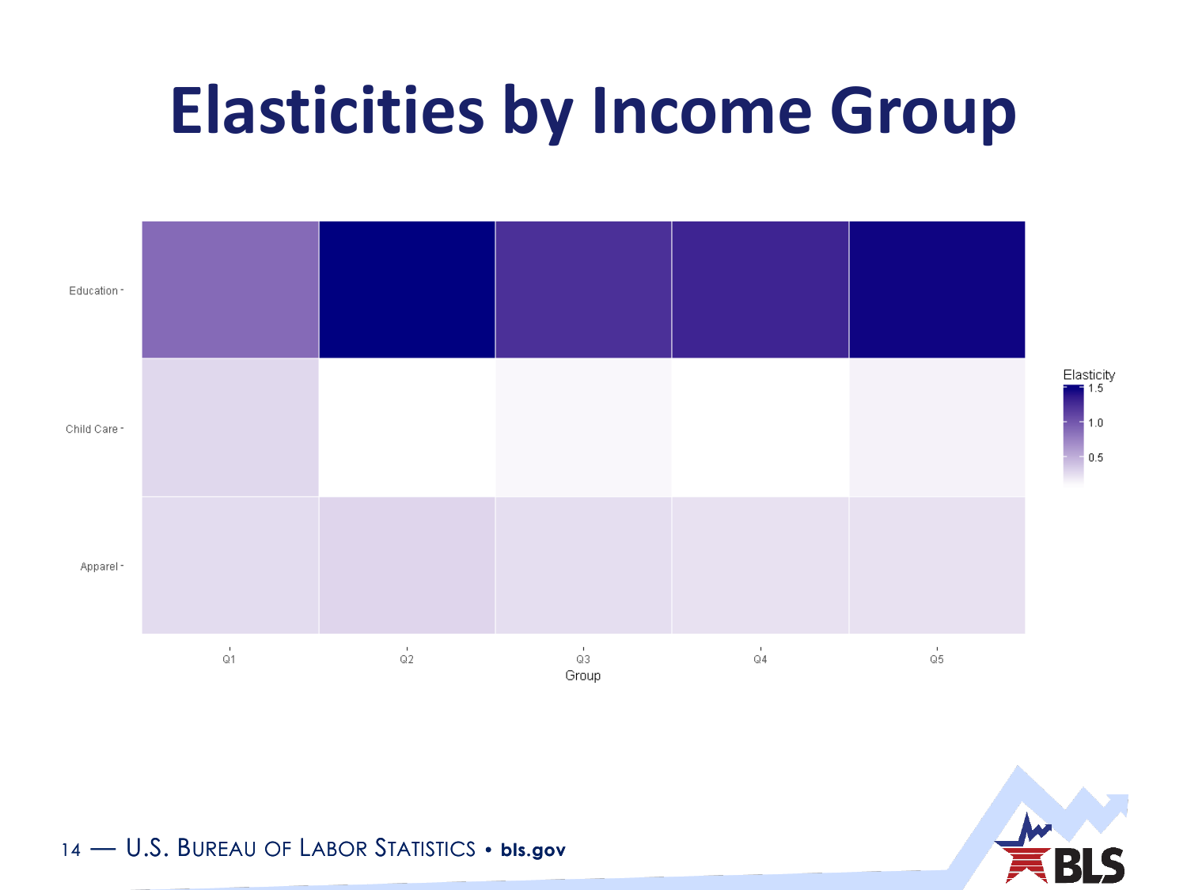# Elasticities by Income Group

Education

Child Care

Apparel

Q1 Q2 Q3 Q4 Q5

Group

Elasticity

1.5

1.0

0.5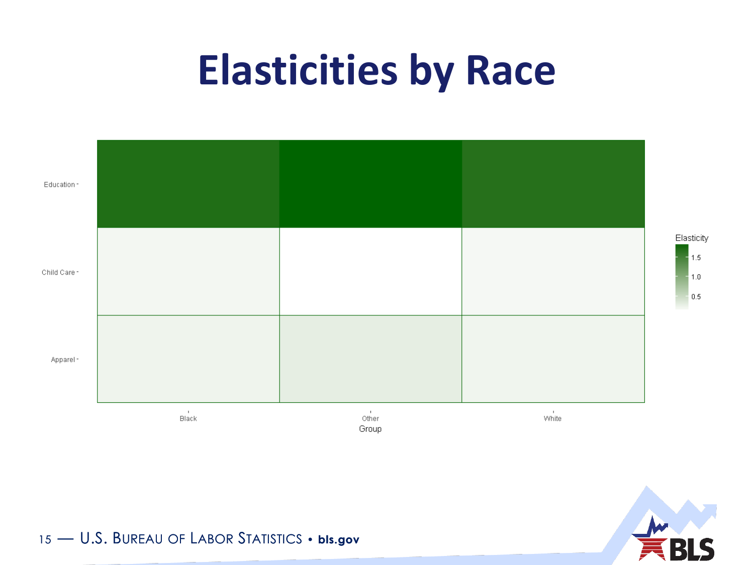# Elasticities by Race

Education

Child Care

Apparel

Black

Other

White

Group

Elasticity

1.5

1.0

0.5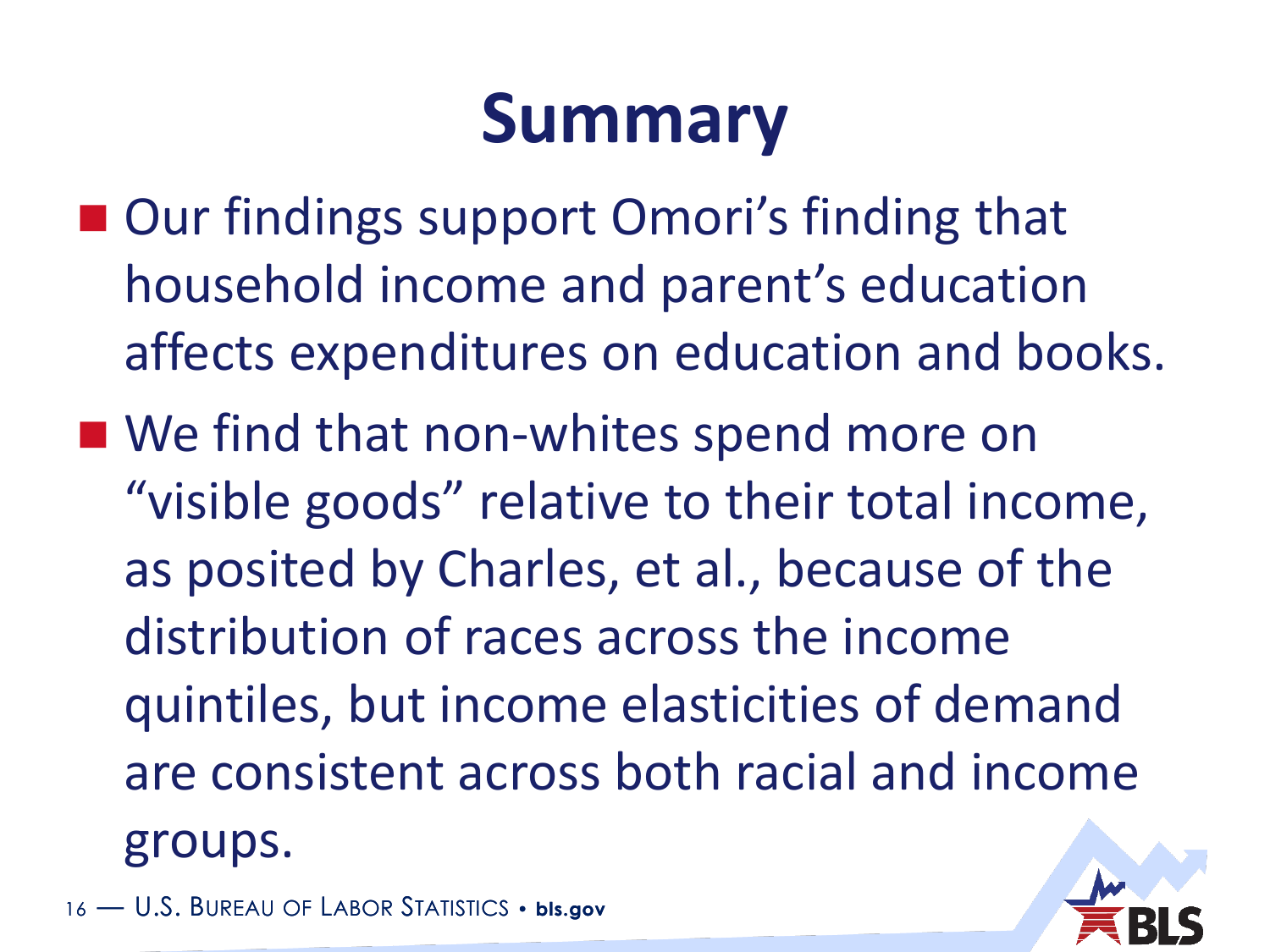# Summary

- Our findings support Omori's finding that household income and parent's education affects expenditures on education and books.
- We find that non-whites spend more on "visible goods" relative to their total income, as posited by Charles, et al., because of the distribution of races across the income quintiles, but income elasticities of demand are consistent across both racial and income groups.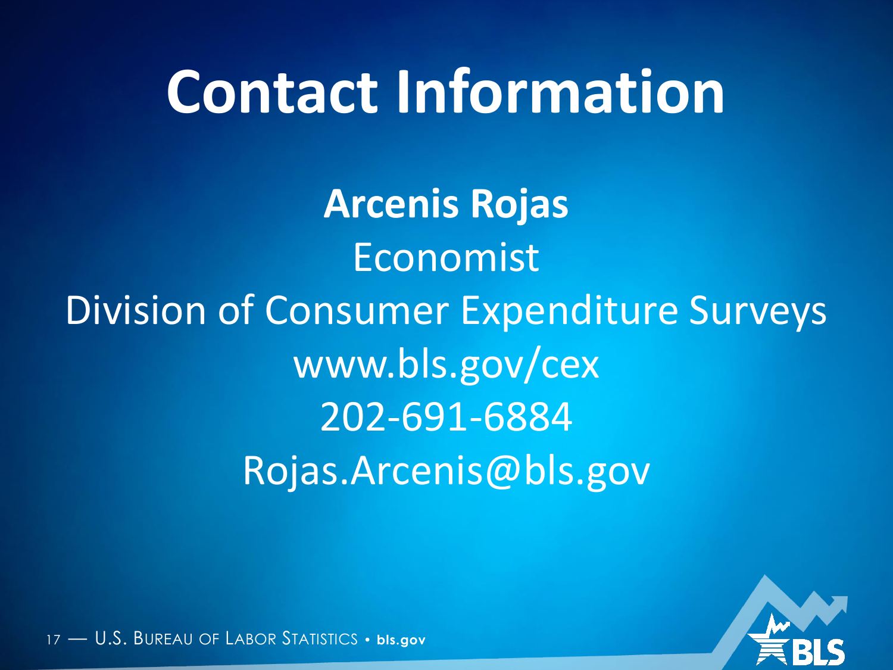# Contact Information

**Arcenis Rojas**

Economist

Division of Consumer Expenditure Surveys

www.bls.gov/cex

202-691-6884

Rojas.Arcenis@bls.gov